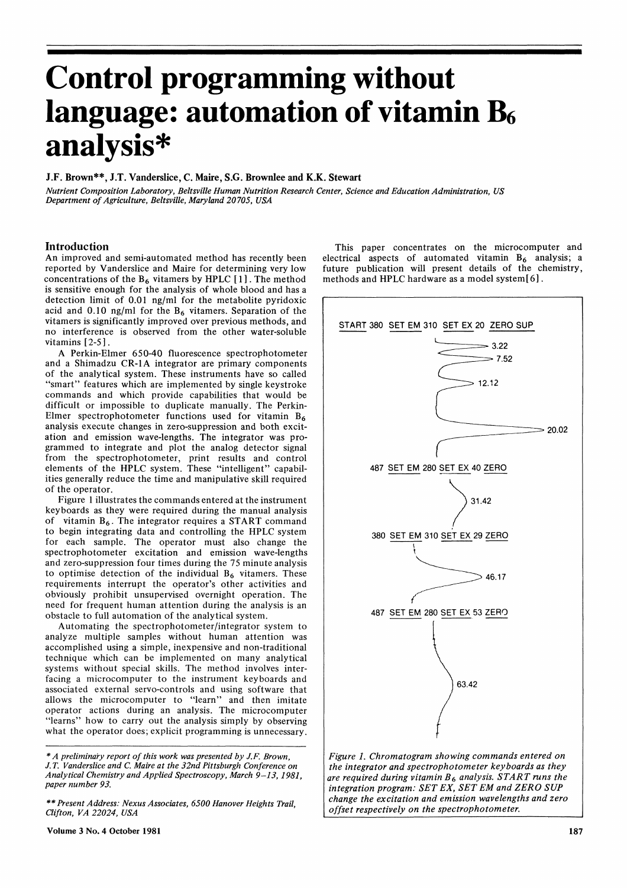# Control programming without language: automation of vitamin $B_6$ analysis*

**J.F. Brown**, J.T. Vanderslice, C. Maire, S.G. Brownlee and K.K. Stewart**

*Nutrient Composition Laboratory, Beltsville Human Nutrition Research Center, Science and Education Administration, US Department of Agriculture, Beltsville, Maryland 20705, USA*

## Introduction

An improved and semi-automated method has recently been reported by Vanderslice and Maire for determining very low concentrations of the $B_6$ vitamers by HPLC [1]. The method is sensitive enough for the analysis of whole blood and has a detection limit of 0.01 ng/ml for the metabolite pyridoxic acid and 0.10 ng/ml for the $B_6$ vitamers. Separation of the vitamers is significantly improved over previous methods, and no interference is observed from the other water-soluble vitamins [2-5].

A Perkin-Elmer 650-40 fluorescence spectrophotometer and a Shimadzu CR-1A integrator are primary components of the analytical system. These instruments have so called "smart" features which are implemented by single keystroke commands and which provide capabilities that would be difficult or impossible to duplicate manually. The Perkin-Elmer spectrophotometer functions used for vitamin $B_6$ analysis execute changes in zero-suppression and both excitation and emission wave-lengths. The integrator was programmed to integrate and plot the analog detector signal from the spectrophotometer, print results and control elements of the HPLC system. These "intelligent" capabilities generally reduce the time and manipulative skill required of the operator.

Figure 1 illustrates the commands entered at the instrument keyboards as they were required during the manual analysis of vitamin $B_6$. The integrator requires a START command to begin integrating data and controlling the HPLC system for each sample. The operator must also change the spectrophotometer excitation and emission wave-lengths and zero-suppression four times during the 75 minute analysis to optimise detection of the individual $B_6$ vitamers. These requirements interrupt the operator's other activities and obviously prohibit unsupervised overnight operation. The need for frequent human attention during the analysis is an obstacle to full automation of the analytical system.

Automating the spectrophotometer/integrator system to analyze multiple samples without human attention was accomplished using a simple, inexpensive and non-traditional technique which can be implemented on many analytical systems without special skills. The method involves interfacing a microcomputer to the instrument keyboards and associated external servo-controls and using software that allows the microcomputer to "learn" and then imitate operator actions during an analysis. The microcomputer "learns" how to carry out the analysis simply by observing what the operator does; explicit programming is unnecessary.

This paper concentrates on the microcomputer and electrical aspects of automated vitamin $B_6$ analysis; a future publication will present details of the chemistry, methods and HPLC hardware as a model system [6].

START 380 SET EM 310 SET EX 20 ZERO SUP

3.22

7.52

12.12

20.02

487 SET EM 280 SET EX 40 ZERO

31.42

380 SET EM 310 SET EX 29 ZERO

46.17

487 SET EM 280 SET EX 53 ZERO

63.42

*Figure 1. Chromatogram showing commands entered on the integrator and spectrophotometer keyboards as they are required during vitamin $B_6$ analysis. START runs the integration program: SET EX, SET EM and ZERO SUP change the excitation and emission wavelengths and zero offset respectively on the spectrophotometer.*

---

\* *A preliminary report of this work was presented by J.F. Brown, J.T. Vanderslice and C. Maire at the 32nd Pittsburgh Conference on Analytical Chemistry and Applied Spectroscopy, March 9–13, 1981, paper number 93.*

\*\* *Present Address: Nexus Associates, 6500 Hanover Heights Trail, Clifton, VA 22024, USA*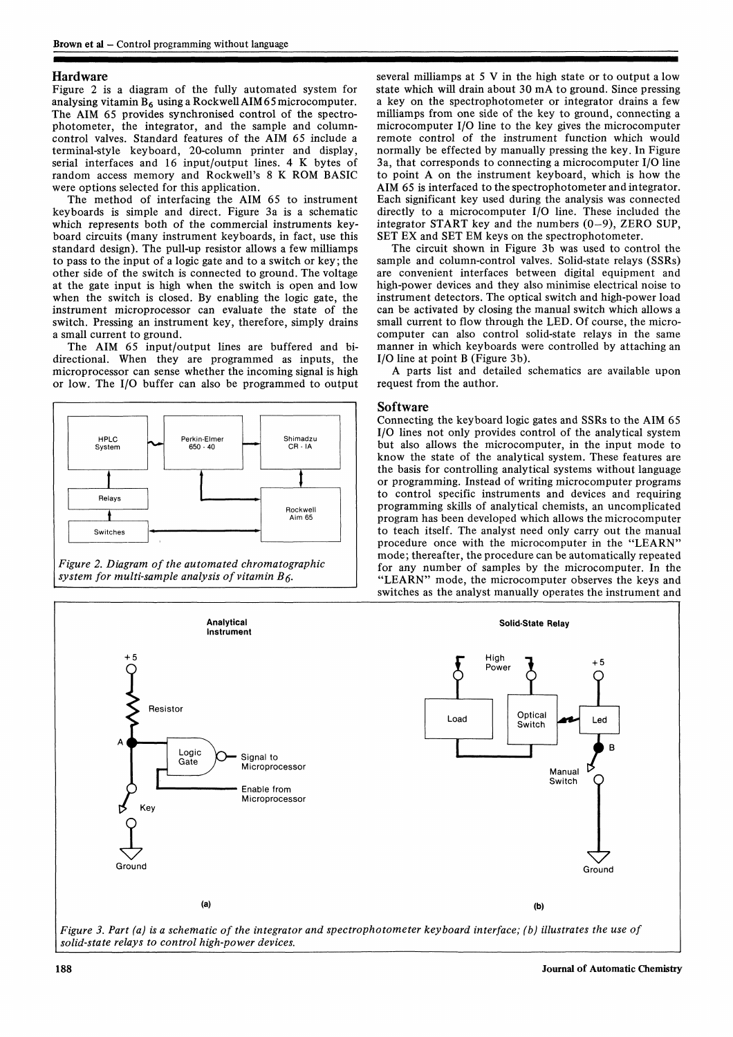## Hardware

Figure 2 is a diagram of the fully automated system for analysing vitamin $B_6$ using a Rockwell AIM 65 microcomputer. The AIM 65 provides synchronised control of the spectrophotometer, the integrator, and the sample and column-control valves. Standard features of the AIM 65 include a terminal-style keyboard, 20-column printer and display, serial interfaces and 16 input/output lines. 4 K bytes of random access memory and Rockwell's 8 K ROM BASIC were options selected for this application.

The method of interfacing the AIM 65 to instrument keyboards is simple and direct. Figure 3a is a schematic which represents both of the commercial instruments keyboard circuits (many instrument keyboards, in fact, use this standard design). The pull-up resistor allows a few milliamps to pass to the input of a logic gate and to a switch or key; the other side of the switch is connected to ground. The voltage at the gate input is high when the switch is open and low when the switch is closed. By enabling the logic gate, the instrument microprocessor can evaluate the state of the switch. Pressing an instrument key, therefore, simply drains a small current to ground.

The AIM 65 input/output lines are buffered and bidirectional. When they are programmed as inputs, the microprocessor can sense whether the incoming signal is high or low. The I/O buffer can also be programmed to output several milliamps at 5 V in the high state or to output a low state which will drain about 30 mA to ground. Since pressing a key on the spectrophotometer or integrator drains a few milliamps from one side of the key to ground, connecting a microcomputer I/O line to the key gives the microcomputer remote control of the instrument function which would normally be effected by manually pressing the key. In Figure 3a, that corresponds to connecting a microcomputer I/O line to point A on the instrument keyboard, which is how the AIM 65 is interfaced to the spectrophotometer and integrator. Each significant key used during the analysis was connected directly to a microcomputer I/O line. These included the integrator START key and the numbers (0–9), ZERO SUP, SET EX and SET EM keys on the spectrophotometer.

The circuit shown in Figure 3b was used to control the sample and column-control valves. Solid-state relays (SSRs) are convenient interfaces between digital equipment and high-power devices and they also minimise electrical noise to instrument detectors. The optical switch and high-power load can be activated by closing the manual switch which allows a small current to flow through the LED. Of course, the microcomputer can also control solid-state relays in the same manner in which keyboards were controlled by attaching an I/O line at point B (Figure 3b).

A parts list and detailed schematics are available upon request from the author.

*Figure 2. Diagram of the automated chromatographic system for multi-sample analysis of vitamin $B_6$.*

## Software

Connecting the keyboard logic gates and SSRs to the AIM 65 I/O lines not only provides control of the analytical system but also allows the microcomputer, in the input mode to know the state of the analytical system. These features are the basis for controlling analytical systems without language or programming. Instead of writing microcomputer programs to control specific instruments and devices and requiring programming skills of analytical chemists, an uncomplicated program has been developed which allows the microcomputer to teach itself. The analyst need only carry out the manual procedure once with the microcomputer in the "LEARN" mode; thereafter, the procedure can be automatically repeated for any number of samples by the microcomputer. In the "LEARN" mode, the microcomputer observes the keys and switches as the analyst manually operates the instrument and

*Figure 3. Part (a) is a schematic of the integrator and spectrophotometer keyboard interface; (b) illustrates the use of solid-state relays to control high-power devices.*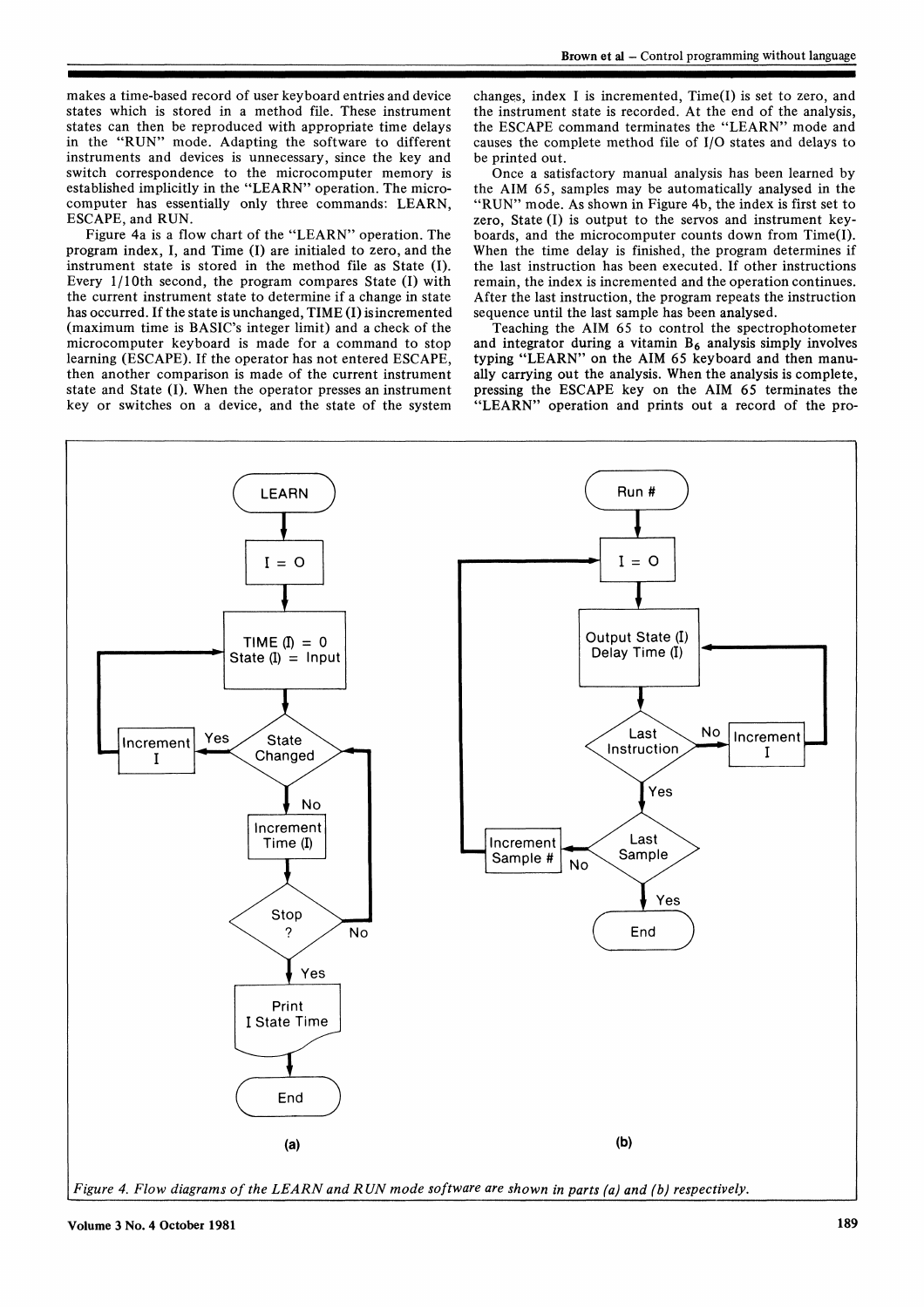makes a time-based record of user keyboard entries and device states which is stored in a method file. These instrument states can then be reproduced with appropriate time delays in the "RUN" mode. Adapting the software to different instruments and devices is unnecessary, since the key and switch correspondence to the microcomputer memory is established implicitly in the "LEARN" operation. The microcomputer has essentially only three commands: LEARN, ESCAPE, and RUN.

Figure 4a is a flow chart of the "LEARN" operation. The program index, I, and Time (I) are initialed to zero, and the instrument state is stored in the method file as State (I). Every 1/10th second, the program compares State (I) with the current instrument state to determine if a change in state has occurred. If the state is unchanged, TIME (I) is incremented (maximum time is BASIC's integer limit) and a check of the microcomputer keyboard is made for a command to stop learning (ESCAPE). If the operator has not entered ESCAPE, then another comparison is made of the current instrument state and State (I). When the operator presses an instrument key or switches on a device, and the state of the system changes, index I is incremented, Time(I) is set to zero, and the instrument state is recorded. At the end of the analysis, the ESCAPE command terminates the "LEARN" mode and causes the complete method file of I/O states and delays to be printed out.

Once a satisfactory manual analysis has been learned by the AIM 65, samples may be automatically analysed in the "RUN" mode. As shown in Figure 4b, the index is first set to zero, State (I) is output to the servos and instrument keyboards, and the microcomputer counts down from Time(I). When the time delay is finished, the program determines if the last instruction has been executed. If other instructions remain, the index is incremented and the operation continues. After the last instruction, the program repeats the instruction sequence until the last sample has been analysed.

Teaching the AIM 65 to control the spectrophotometer and integrator during a vitamin $B_6$ analysis simply involves typing "LEARN" on the AIM 65 keyboard and then manually carrying out the analysis. When the analysis is complete, pressing the ESCAPE key on the AIM 65 terminates the "LEARN" operation and prints out a record of the pro-

*Figure 4. Flow diagrams of the LEARN and RUN mode software are shown in parts (a) and (b) respectively.*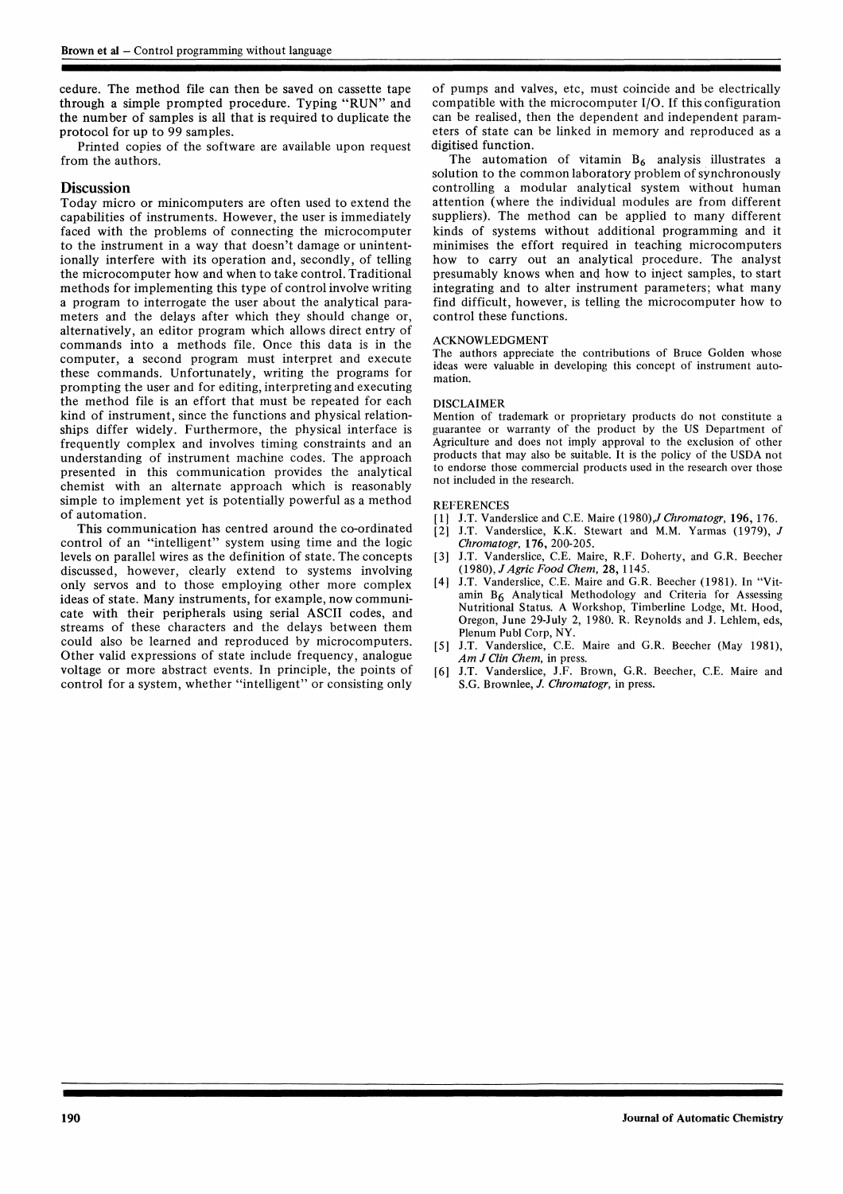cedure. The method file can then be saved on cassette tape through a simple prompted procedure. Typing "RUN" and the number of samples is all that is required to duplicate the protocol for up to 99 samples.

Printed copies of the software are available upon request from the authors.

## Discussion

Today micro or minicomputers are often used to extend the capabilities of instruments. However, the user is immediately faced with the problems of connecting the microcomputer to the instrument in a way that doesn't damage or unintentionally interfere with its operation and, secondly, of telling the microcomputer how and when to take control. Traditional methods for implementing this type of control involve writing a program to interrogate the user about the analytical parameters and the delays after which they should change or, alternatively, an editor program which allows direct entry of commands into a methods file. Once this data is in the computer, a second program must interpret and execute these commands. Unfortunately, writing the programs for prompting the user and for editing, interpreting and executing the method file is an effort that must be repeated for each kind of instrument, since the functions and physical relationships differ widely. Furthermore, the physical interface is frequently complex and involves timing constraints and an understanding of instrument machine codes. The approach presented in this communication provides the analytical chemist with an alternate approach which is reasonably simple to implement yet is potentially powerful as a method of automation.

This communication has centred around the co-ordinated control of an "intelligent" system using time and the logic levels on parallel wires as the definition of state. The concepts discussed, however, clearly extend to systems involving only servos and to those employing other more complex ideas of state. Many instruments, for example, now communicate with their peripherals using serial ASCII codes, and streams of these characters and the delays between them could also be learned and reproduced by microcomputers. Other valid expressions of state include frequency, analogue voltage or more abstract events. In principle, the points of control for a system, whether "intelligent" or consisting only of pumps and valves, etc, must coincide and be electrically compatible with the microcomputer I/O. If this configuration can be realised, then the dependent and independent parameters of state can be linked in memory and reproduced as a digitised function.

The automation of vitamin $B_6$ analysis illustrates a solution to the common laboratory problem of synchronously controlling a modular analytical system without human attention (where the individual modules are from different suppliers). The method can be applied to many different kinds of systems without additional programming and it minimises the effort required in teaching microcomputers how to carry out an analytical procedure. The analyst presumably knows when and how to inject samples, to start integrating and to alter instrument parameters; what many find difficult, however, is telling the microcomputer how to control these functions.

### ACKNOWLEDGMENT

The authors appreciate the contributions of Bruce Golden whose ideas were valuable in developing this concept of instrument automation.

### DISCLAIMER

Mention of trademark or proprietary products do not constitute a guarantee or warranty of the product by the US Department of Agriculture and does not imply approval to the exclusion of other products that may also be suitable. It is the policy of the USDA not to endorse those commercial products used in the research over those not included in the research.

### REFERENCES

[1] J.T. Vanderslice and C.E. Maire (1980), *J Chromatogr*, **196**, 176.

[2] J.T. Vanderslice, K.K. Stewart and M.M. Yarmas (1979), *J Chromatogr*, **176**, 200-205.

[3] J.T. Vanderslice, C.E. Maire, R.F. Doherty, and G.R. Beecher (1980), *J Agric Food Chem*, **28**, 1145.

[4] J.T. Vanderslice, C.E. Maire and G.R. Beecher (1981). In "Vitamin $B_6$ Analytical Methodology and Criteria for Assessing Nutritional Status. A Workshop, Timberline Lodge, Mt. Hood, Oregon, June 29-July 2, 1980. R. Reynolds and J. Lehlem, eds, Plenum Publ Corp, NY.

[5] J.T. Vanderslice, C.E. Maire and G.R. Beecher (May 1981), *Am J Clin Chem*, in press.

[6] J.T. Vanderslice, J.F. Brown, G.R. Beecher, C.E. Maire and S.G. Brownlee, *J. Chromatogr*, in press.